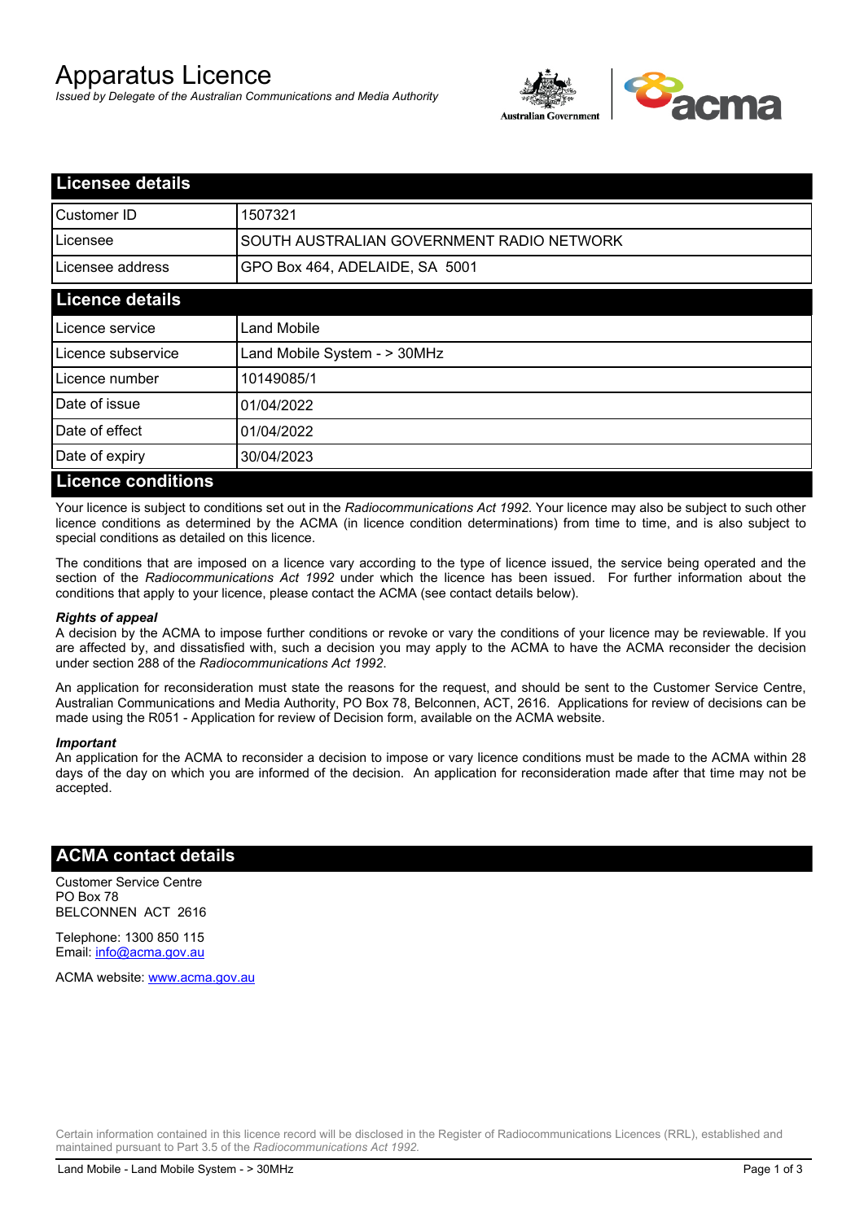# Apparatus Licence

*Issued by Delegate of the Australian Communications and Media Authority*

## Licensee details

| Customer ID | 1507321 |
| --- | --- |
| Licensee | SOUTH AUSTRALIAN GOVERNMENT RADIO NETWORK |
| Licensee address | GPO Box 464, ADELAIDE, SA 5001 |

## Licence details

| Licence service | Land Mobile |
| --- | --- |
| Licence subservice | Land Mobile System - > 30MHz |
| Licence number | 10149085/1 |
| Date of issue | 01/04/2022 |
| Date of effect | 01/04/2022 |
| Date of expiry | 30/04/2023 |

## Licence conditions

Your licence is subject to conditions set out in the *Radiocommunications Act 1992*. Your licence may also be subject to such other licence conditions as determined by the ACMA (in licence condition determinations) from time to time, and is also subject to special conditions as detailed on this licence.

The conditions that are imposed on a licence vary according to the type of licence issued, the service being operated and the section of the *Radiocommunications Act 1992* under which the licence has been issued. For further information about the conditions that apply to your licence, please contact the ACMA (see contact details below).

### *Rights of appeal*

A decision by the ACMA to impose further conditions or revoke or vary the conditions of your licence may be reviewable. If you are affected by, and dissatisfied with, such a decision you may apply to the ACMA to have the ACMA reconsider the decision under section 288 of the *Radiocommunications Act 1992*.

An application for reconsideration must state the reasons for the request, and should be sent to the Customer Service Centre, Australian Communications and Media Authority, PO Box 78, Belconnen, ACT, 2616. Applications for review of decisions can be made using the R051 - Application for review of Decision form, available on the ACMA website.

### *Important*

An application for the ACMA to reconsider a decision to impose or vary licence conditions must be made to the ACMA within 28 days of the day on which you are informed of the decision. An application for reconsideration made after that time may not be accepted.

## ACMA contact details

Customer Service Centre
PO Box 78
BELCONNEN ACT 2616

Telephone: 1300 850 115
Email: info@acma.gov.au

ACMA website: www.acma.gov.au

Certain information contained in this licence record will be disclosed in the Register of Radiocommunications Licences (RRL), established and maintained pursuant to Part 3.5 of the *Radiocommunications Act 1992.*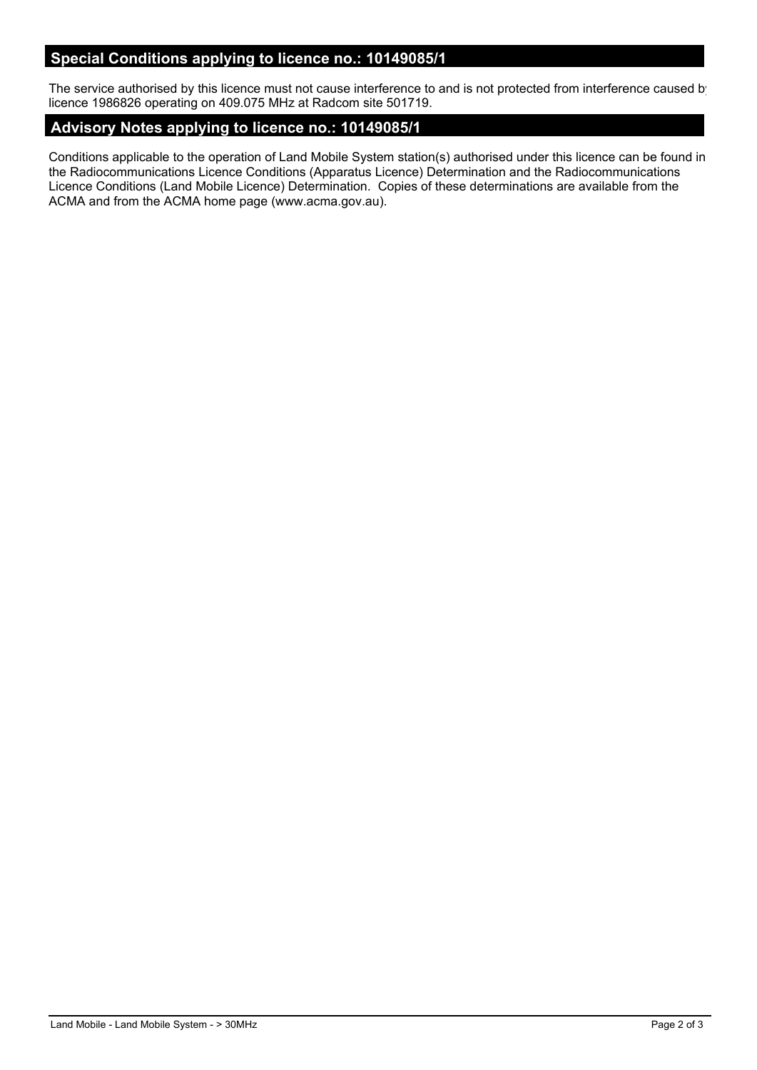## Special Conditions applying to licence no.: 10149085/1

The service authorised by this licence must not cause interference to and is not protected from interference caused by licence 1986826 operating on 409.075 MHz at Radcom site 501719.

## Advisory Notes applying to licence no.: 10149085/1

Conditions applicable to the operation of Land Mobile System station(s) authorised under this licence can be found in the Radiocommunications Licence Conditions (Apparatus Licence) Determination and the Radiocommunications Licence Conditions (Land Mobile Licence) Determination. Copies of these determinations are available from the ACMA and from the ACMA home page (www.acma.gov.au).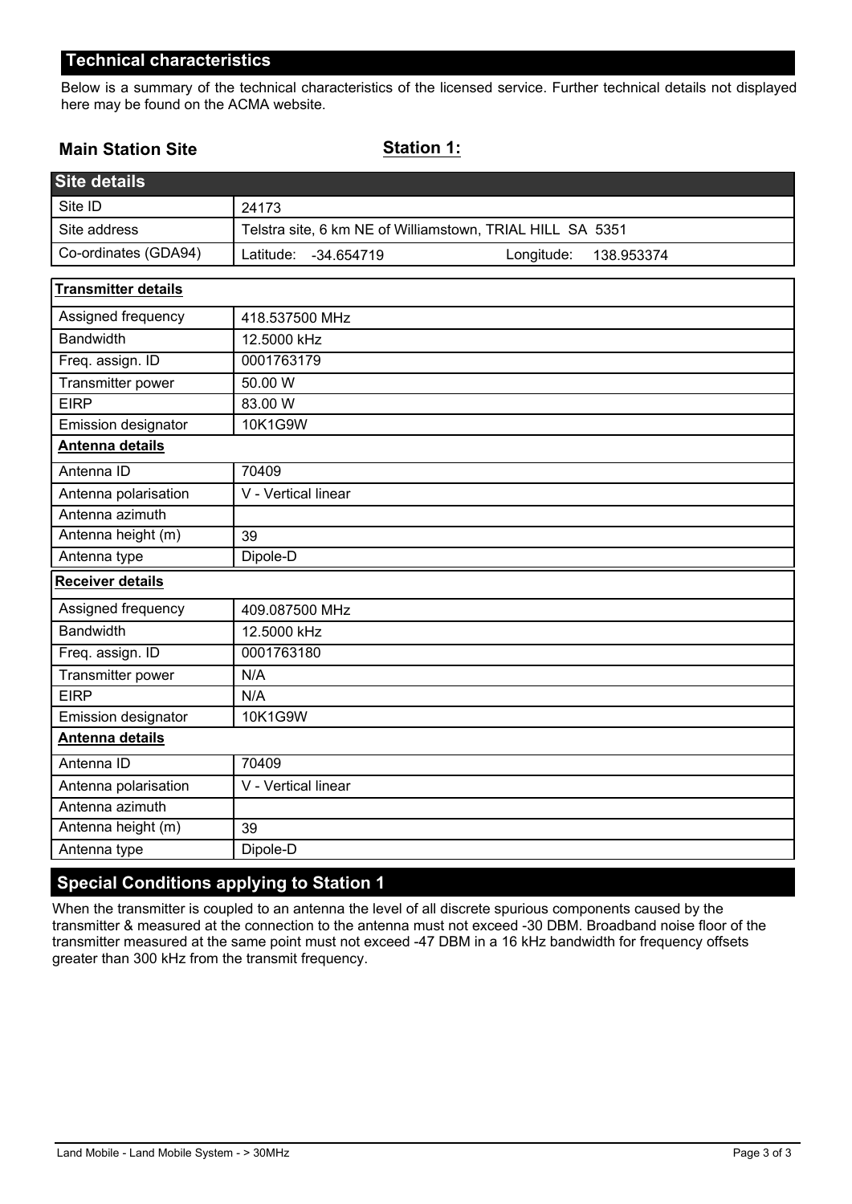## Technical characteristics

Below is a summary of the technical characteristics of the licensed service. Further technical details not displayed here may be found on the ACMA website.

**Main Station Site** **Station 1:**

| Site details | |
|---|---|
| Site ID | 24173 |
| Site address | Telstra site, 6 km NE of Williamstown, TRIAL HILL SA 5351 |
| Co-ordinates (GDA94) | Latitude: -34.654719 Longitude: 138.953374 |

| **Transmitter details** | |
|---|---|
| Assigned frequency | 418.537500 MHz |
| Bandwidth | 12.5000 kHz |
| Freq. assign. ID | 0001763179 |
| Transmitter power | 50.00 W |
| EIRP | 83.00 W |
| Emission designator | 10K1G9W |
| **Antenna details** | |
| Antenna ID | 70409 |
| Antenna polarisation | V - Vertical linear |
| Antenna azimuth | |
| Antenna height (m) | 39 |
| Antenna type | Dipole-D |

| **Receiver details** | |
|---|---|
| Assigned frequency | 409.087500 MHz |
| Bandwidth | 12.5000 kHz |
| Freq. assign. ID | 0001763180 |
| Transmitter power | N/A |
| EIRP | N/A |
| Emission designator | 10K1G9W |
| **Antenna details** | |
| Antenna ID | 70409 |
| Antenna polarisation | V - Vertical linear |
| Antenna azimuth | |
| Antenna height (m) | 39 |
| Antenna type | Dipole-D |

## Special Conditions applying to Station 1

When the transmitter is coupled to an antenna the level of all discrete spurious components caused by the transmitter & measured at the connection to the antenna must not exceed -30 DBM. Broadband noise floor of the transmitter measured at the same point must not exceed -47 DBM in a 16 kHz bandwidth for frequency offsets greater than 300 kHz from the transmit frequency.